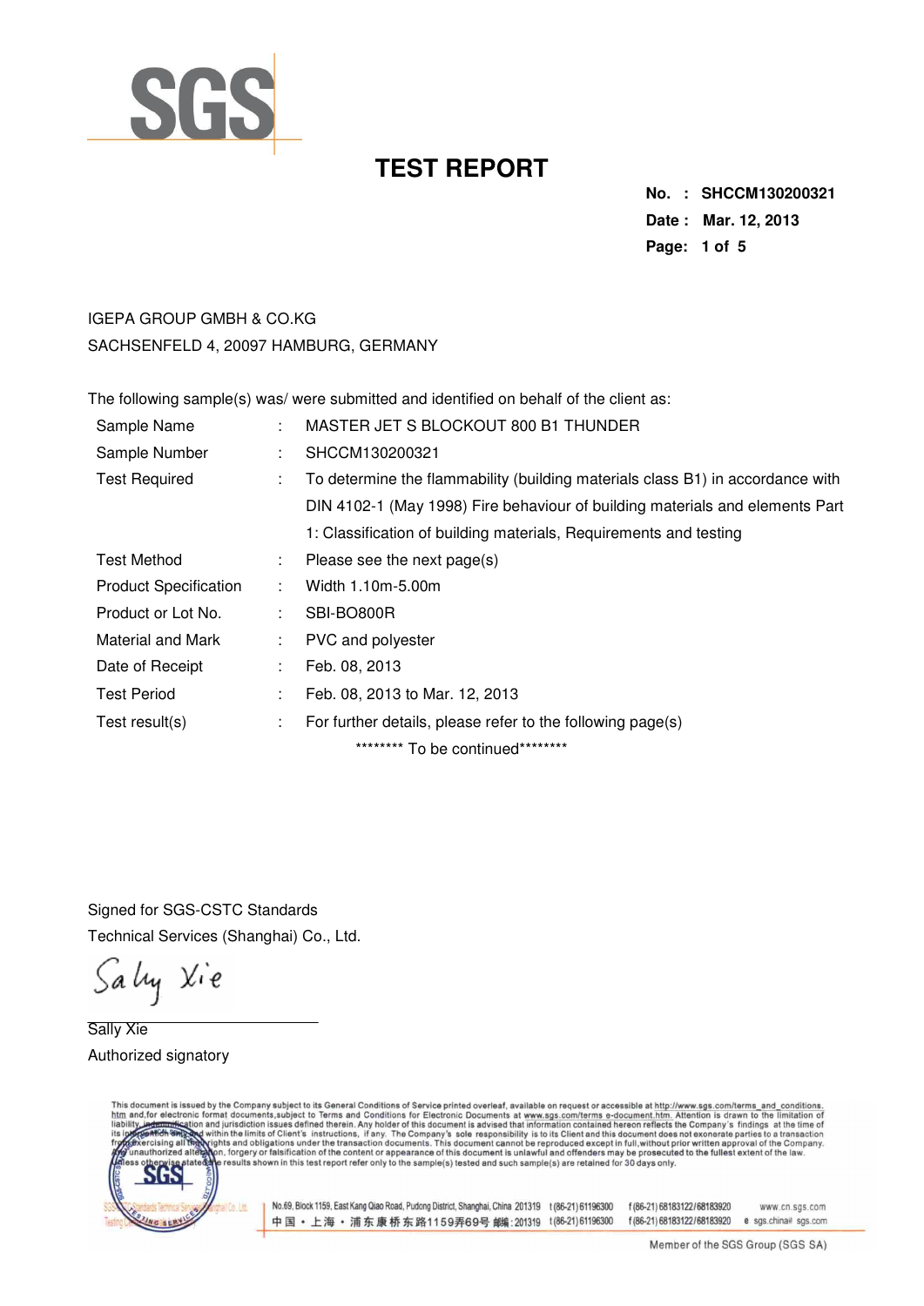# TEST REPORT

**No. : SHCCM130200321**
**Date : Mar. 12, 2013**

IGEPA GROUP GMBH & CO.KG
SACHSENFELD 4, 20097 HAMBURG, GERMANY

The following sample(s) was/ were submitted and identified on behalf of the client as:

| | | |
|---|---|---|
| Sample Name | : | MASTER JET S BLOCKOUT 800 B1 THUNDER |
| Sample Number | : | SHCCM130200321 |
| Test Required | : | To determine the flammability (building materials class B1) in accordance with DIN 4102-1 (May 1998) Fire behaviour of building materials and elements Part 1: Classification of building materials, Requirements and testing |
| Test Method | : | Please see the next page(s) |
| Product Specification | : | Width 1.10m-5.00m |
| Product or Lot No. | : | SBI-BO800R |
| Material and Mark | : | PVC and polyester |
| Date of Receipt | : | Feb. 08, 2013 |
| Test Period | : | Feb. 08, 2013 to Mar. 12, 2013 |
| Test result(s) | : | For further details, please refer to the following page(s) |

******** To be continued********

Signed for SGS-CSTC Standards
Technical Services (Shanghai) Co., Ltd.

Sally Xie
Authorized signatory

This document is issued by the Company subject to its General Conditions of Service printed overleaf, available on request or accessible at http://www.sgs.com/terms_and_conditions.htm and,for electronic format documents,subject to Terms and Conditions for Electronic Documents at www.sgs.com/terms e-document.htm. Attention is drawn to the limitation of liability, indemnification and jurisdiction issues defined therein. Any holder of this document is advised that information contained hereon reflects the Company's findings at the time of its intervention only and within the limits of Client's instructions, if any. The Company's sole responsibility is to its Client and this document does not exonerate parties to a transaction from exercising all their rights and obligations under the transaction documents. This document cannot be reproduced except in full,without prior written approval of the Company. Any unauthorized alteration, forgery or falsification of the content or appearance of this document is unlawful and offenders may be prosecuted to the fullest extent of the law. Unless otherwise stated the results shown in this test report refer only to the sample(s) tested and such sample(s) are retained for 30 days only.

No.69, Block 1159, East Kang Qiao Road, Pudong District, Shanghai, China 201319 t (86-21) 61196300 f (86-21) 68183122/68183920 www.cn.sgs.com
中国・上海・浦东康桥东路1159弄69号 邮编：201319 t (86-21) 61196300 f (86-21) 68183122/68183920 e sgs.china@sgs.com

Member of the SGS Group (SGS SA)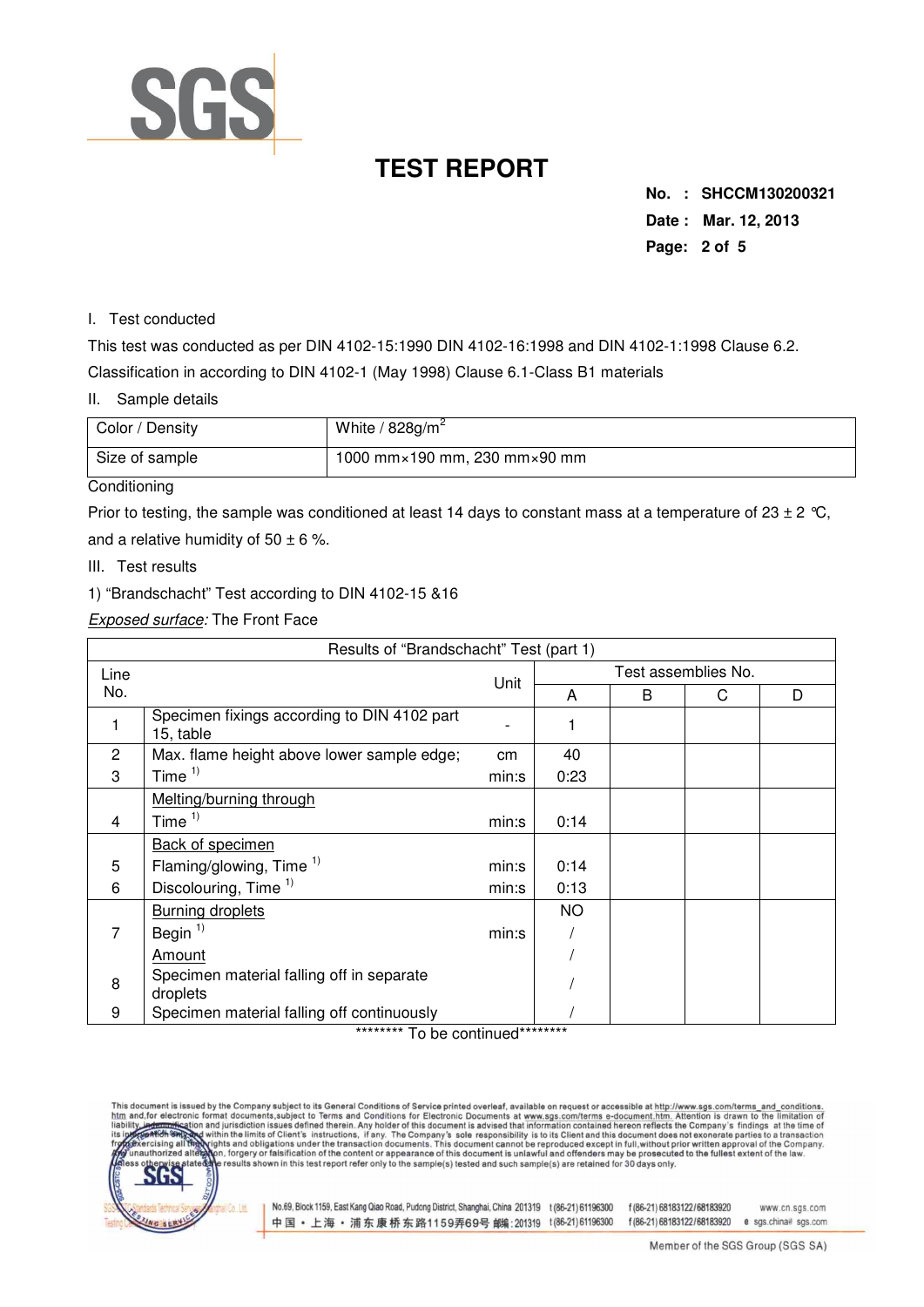# TEST REPORT

**No. : SHCCM130200321**
**Date : Mar. 12, 2013**

I. Test conducted

This test was conducted as per DIN 4102-15:1990 DIN 4102-16:1998 and DIN 4102-1:1998 Clause 6.2.

Classification in according to DIN 4102-1 (May 1998) Clause 6.1-Class B1 materials

II. Sample details

| Color / Density | White / 828g/m$^2$ |
|---|---|
| Size of sample | 1000 mm×190 mm, 230 mm×90 mm |

Conditioning

Prior to testing, the sample was conditioned at least 14 days to constant mass at a temperature of 23 ± 2 ℃, and a relative humidity of 50 ± 6 %.

III. Test results

1) "Brandschacht" Test according to DIN 4102-15 &16

*Exposed surface:* The Front Face

| Results of "Brandschacht" Test (part 1) | | | | | | |
|---|---|---|---|---|---|---|
| Line No. | | Unit | Test assemblies No. | | | |
| | | | A | B | C | D |
| 1 | Specimen fixings according to DIN 4102 part 15, table | - | 1 | | | |
| 2 | Max. flame height above lower sample edge; | cm | 40 | | | |
| 3 | Time [1] | min:s | 0:23 | | | |
| | Melting/burning through | | | | | |
| 4 | Time [1] | min:s | 0:14 | | | |
| | Back of specimen | | | | | |
| 5 | Flaming/glowing, Time [1] | min:s | 0:14 | | | |
| 6 | Discolouring, Time [1] | min:s | 0:13 | | | |
| | Burning droplets | | NO | | | |
| 7 | Begin [1] | min:s | / | | | |
| | Amount | | / | | | |
| 8 | Specimen material falling off in separate droplets | | / | | | |
| 9 | Specimen material falling off continuously | | / | | | |

******** To be continued********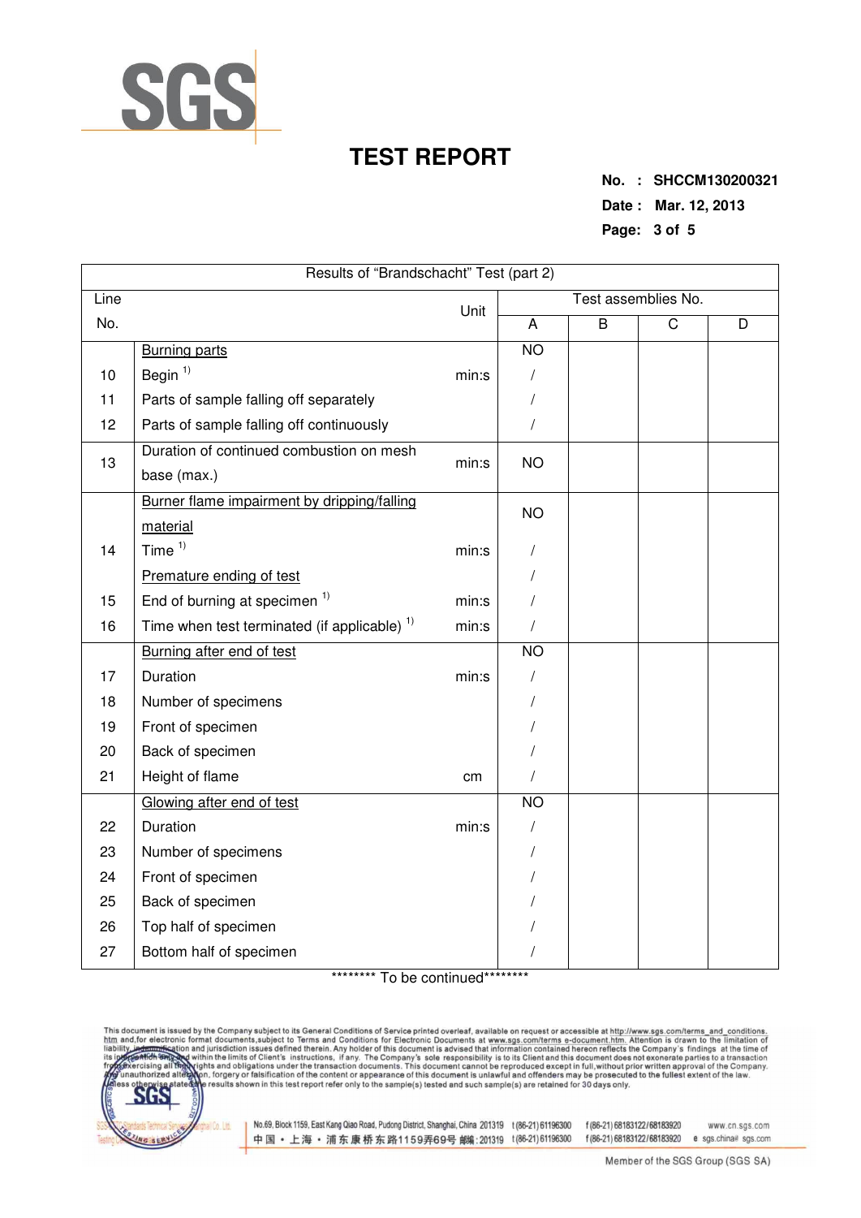# TEST REPORT

**No. : SHCCM130200321**
**Date : Mar. 12, 2013**

| Line No. | Results of "Brandschacht" Test (part 2) | Unit | Test assemblies No. A | B | C | D |
|---|---|---|---|---|---|---|
| | Burning parts | | NO | | | |
| 10 | Begin [1)] | min:s | / | | | |
| 11 | Parts of sample falling off separately | | / | | | |
| 12 | Parts of sample falling off continuously | | / | | | |
| 13 | Duration of continued combustion on mesh base (max.) | min:s | NO | | | |
| | Burner flame impairment by dripping/falling material | | NO | | | |
| 14 | Time [1)] | min:s | / | | | |
| | Premature ending of test | | / | | | |
| 15 | End of burning at specimen [1)] | min:s | / | | | |
| 16 | Time when test terminated (if applicable) [1)] | min:s | / | | | |
| | Burning after end of test | | NO | | | |
| 17 | Duration | min:s | / | | | |
| 18 | Number of specimens | | / | | | |
| 19 | Front of specimen | | / | | | |
| 20 | Back of specimen | | / | | | |
| 21 | Height of flame | cm | / | | | |
| | Glowing after end of test | | NO | | | |
| 22 | Duration | min:s | / | | | |
| 23 | Number of specimens | | / | | | |
| 24 | Front of specimen | | / | | | |
| 25 | Back of specimen | | / | | | |
| 26 | Top half of specimen | | / | | | |
| 27 | Bottom half of specimen | | / | | | |

******** To be continued********

This document is issued by the Company subject to its General Conditions of Service printed overleaf, available on request or accessible at http://www.sgs.com/terms_and_conditions.htm and,for electronic format documents,subject to Terms and Conditions for Electronic Documents at www.sgs.com/terms_e-document.htm. Attention is drawn to the limitation of liability, indemnification and jurisdiction issues defined therein. Any holder of this document is advised that information contained hereon reflects the Company's findings at the time of its intervention only and within the limits of Client's instructions, if any. The Company's sole responsibility is to its Client and this document does not exonerate parties to a transaction from exercising all their rights and obligations under the transaction documents. This document cannot be reproduced except in full,without prior written approval of the Company. Any unauthorized alteration, forgery or falsification of the content or appearance of this document is unlawful and offenders may be prosecuted to the fullest extent of the law. Unless otherwise stated the results shown in this test report refer only to the sample(s) tested and such sample(s) are retained for 30 days only.

No.69, Block 1159, East Kang Qiao Road, Pudong District, Shanghai, China 201319 t (86-21) 61196300 f (86-21) 68183122/68183920 www.cn.sgs.com
中国 • 上海 • 浦东康桥东路1159弄69号 邮编:201319 t (86-21) 61196300 f (86-21) 68183122/68183920 e sgs.china@sgs.com

Member of the SGS Group (SGS SA)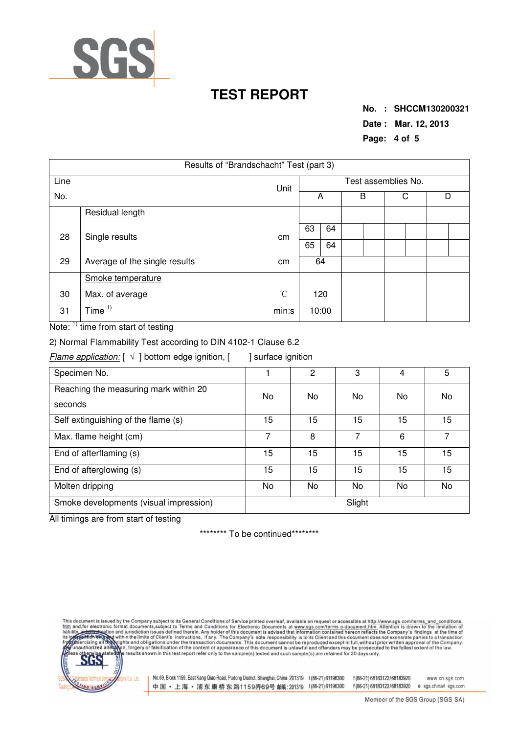# TEST REPORT

**No. : SHCCM130200321**
**Date : Mar. 12, 2013**

| Line No. | Results of "Brandschacht" Test (part 3) | Unit | A | | B | | C | | D | |
|---|---|---|---|---|---|---|---|---|---|---|
| | Residual length | | | | | | | | | |
| 28 | Single results | cm | 63 | 64 | | | | | | |
| | | | 65 | 64 | | | | | | |
| 29 | Average of the single results | cm | 64 | | | | | | | |
| | Smoke temperature | | | | | | | | | |
| 30 | Max. of average | ℃ | 120 | | | | | | | |
| 31 | Time [1] | min:s | 10:00 | | | | | | | |

Note: [1] time from start of testing

2) Normal Flammability Test according to DIN 4102-1 Clause 6.2

*Flame application:* [ √ ] bottom edge ignition, [ ] surface ignition

| Specimen No. | 1 | 2 | 3 | 4 | 5 |
|---|---|---|---|---|---|
| Reaching the measuring mark within 20 seconds | No | No | No | No | No |
| Self extinguishing of the flame (s) | 15 | 15 | 15 | 15 | 15 |
| Max. flame height (cm) | 7 | 8 | 7 | 6 | 7 |
| End of afterflaming (s) | 15 | 15 | 15 | 15 | 15 |
| End of afterglowing (s) | 15 | 15 | 15 | 15 | 15 |
| Molten dripping | No | No | No | No | No |
| Smoke developments (visual impression) | Slight | | | | |

All timings are from start of testing

******** To be continued********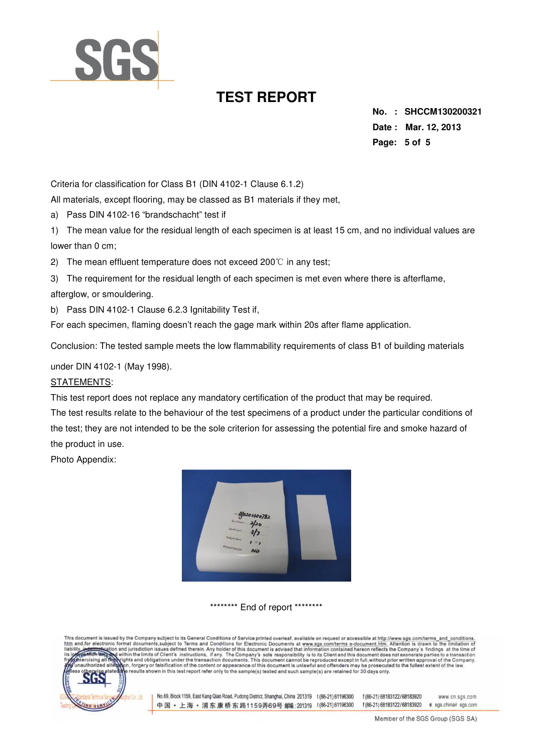# TEST REPORT

**No. : SHCCM130200321**
**Date : Mar. 12, 2013**

Criteria for classification for Class B1 (DIN 4102-1 Clause 6.1.2)

All materials, except flooring, may be classed as B1 materials if they met,

a) Pass DIN 4102-16 “brandschacht” test if

1) The mean value for the residual length of each specimen is at least 15 cm, and no individual values are lower than 0 cm;

2) The mean effluent temperature does not exceed 200℃ in any test;

3) The requirement for the residual length of each specimen is met even where there is afterflame, afterglow, or smouldering.

b) Pass DIN 4102-1 Clause 6.2.3 Ignitability Test if,

For each specimen, flaming doesn’t reach the gage mark within 20s after flame application.

Conclusion: The tested sample meets the low flammability requirements of class B1 of building materials under DIN 4102-1 (May 1998).

STATEMENTS:

This test report does not replace any mandatory certification of the product that may be required.

The test results relate to the behaviour of the test specimens of a product under the particular conditions of the test; they are not intended to be the sole criterion for assessing the potential fire and smoke hazard of the product in use.

Photo Appendix:

******** End of report ********

This document is issued by the Company subject to its General Conditions of Service printed overleaf, available on request or accessible at http://www.sgs.com/terms_and_conditions.htm and,for electronic format documents,subject to Terms and Conditions for Electronic Documents at www.sgs.com/terms_e-document.htm. Attention is drawn to the limitation of liability, indemnification and jurisdiction issues defined therein. Any holder of this document is advised that information contained hereon reflects the Company's findings at the time of its intervention only and within the limits of Client's instructions, if any. The Company's sole responsibility is to its Client and this document does not exonerate parties to a transaction from exercising all their rights and obligations under the transaction documents. This document cannot be reproduced except in full,without prior written approval of the Company. Any unauthorized alteration, forgery or falsification of the content or appearance of this document is unlawful and offenders may be prosecuted to the fullest extent of the law. Unless otherwise stated the results shown in this test report refer only to the sample(s) tested and such sample(s) are retained for 30 days only.

No.69, Block 1159, East Kang Qiao Road, Pudong District, Shanghai, China 201319 t (86-21) 61196300 f (86-21) 68183122/68183920 www.cn.sgs.com
中国・上海・浦东康桥东路1159弄69号 邮编：201319 t (86-21) 61196300 f (86-21) 68183122/68183920 e sgs.china@sgs.com

Member of the SGS Group (SGS SA)